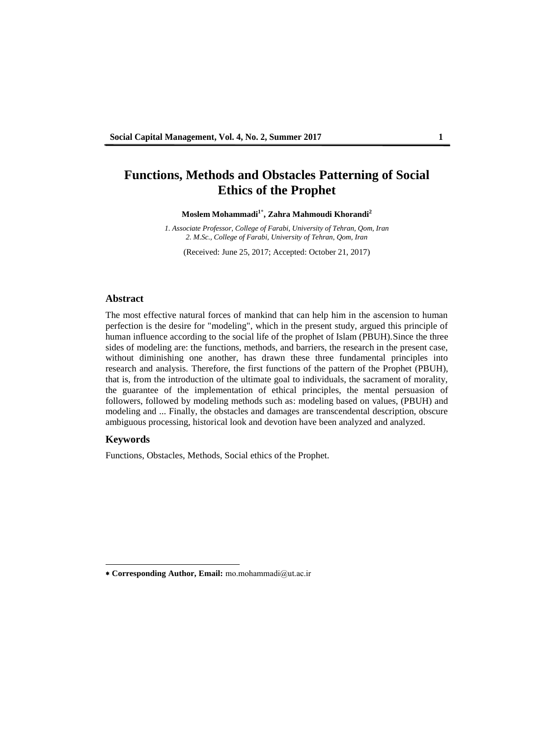# Functions, Methods and Obstacles Patterning of Social Ethics of the Prophet

**Moslem Mohammadi[1*], Zahra Mahmoudi Khorandi[2]**

*1. Associate Professor, College of Farabi, University of Tehran, Qom, Iran*
*2. M.Sc., College of Farabi, University of Tehran, Qom, Iran*

(Received: June 25, 2017; Accepted: October 21, 2017)

## Abstract

The most effective natural forces of mankind that can help him in the ascension to human perfection is the desire for "modeling", which in the present study, argued this principle of human influence according to the social life of the prophet of Islam (PBUH).Since the three sides of modeling are: the functions, methods, and barriers, the research in the present case, without diminishing one another, has drawn these three fundamental principles into research and analysis. Therefore, the first functions of the pattern of the Prophet (PBUH), that is, from the introduction of the ultimate goal to individuals, the sacrament of morality, the guarantee of the implementation of ethical principles, the mental persuasion of followers, followed by modeling methods such as: modeling based on values, (PBUH) and modeling and ... Finally, the obstacles and damages are transcendental description, obscure ambiguous processing, historical look and devotion have been analyzed and analyzed.

## Keywords

Functions, Obstacles, Methods, Social ethics of the Prophet.

---

* **Corresponding Author, Email:** mo.mohammadi@ut.ac.ir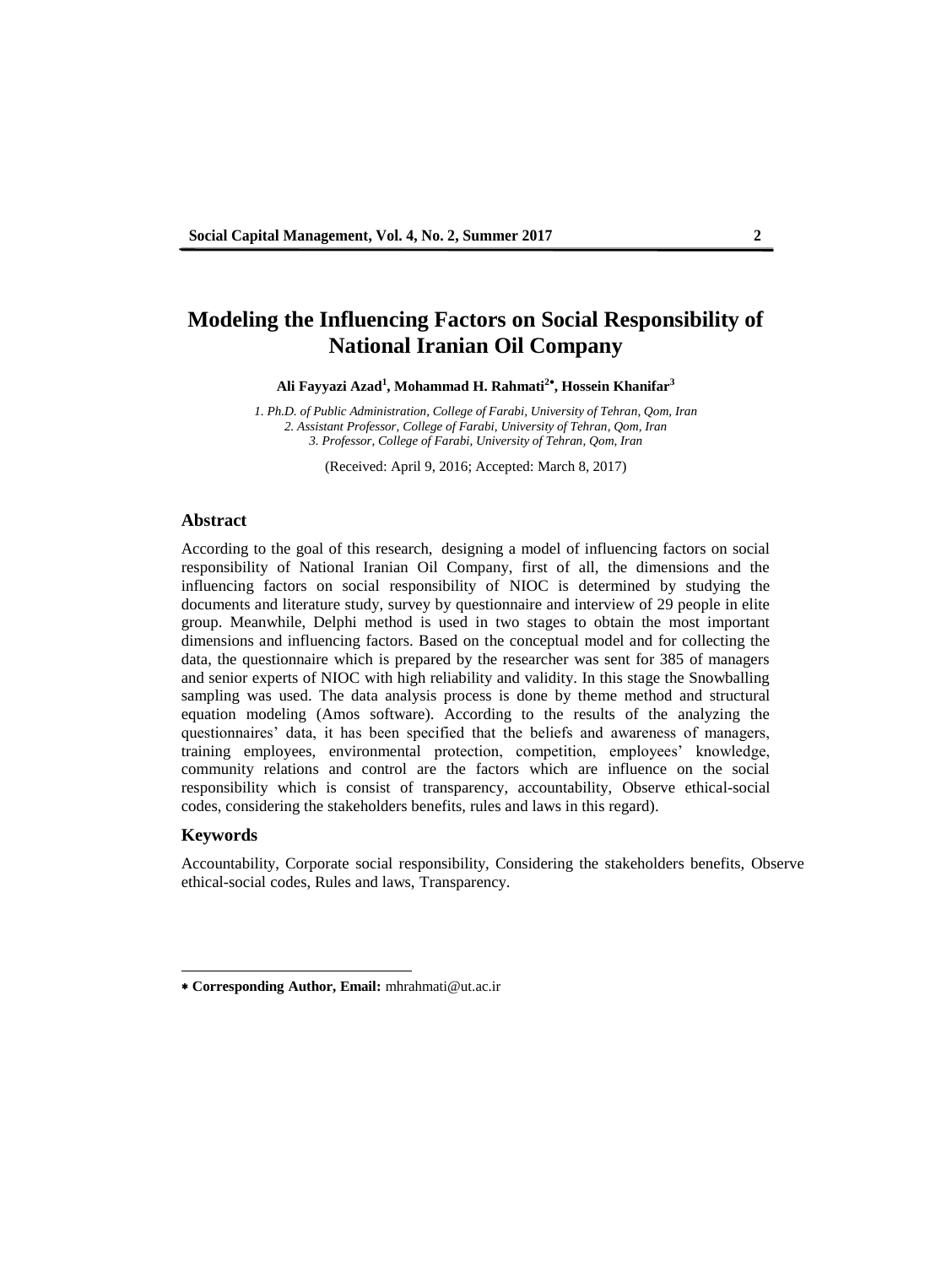# Modeling the Influencing Factors on Social Responsibility of National Iranian Oil Company

**Ali Fayyazi Azad[1], Mohammad H. Rahmati[2*], Hossein Khanifar[3]**

*1. Ph.D. of Public Administration, College of Farabi, University of Tehran, Qom, Iran*
*2. Assistant Professor, College of Farabi, University of Tehran, Qom, Iran*
*3. Professor, College of Farabi, University of Tehran, Qom, Iran*

(Received: April 9, 2016; Accepted: March 8, 2017)

## Abstract

According to the goal of this research, designing a model of influencing factors on social responsibility of National Iranian Oil Company, first of all, the dimensions and the influencing factors on social responsibility of NIOC is determined by studying the documents and literature study, survey by questionnaire and interview of 29 people in elite group. Meanwhile, Delphi method is used in two stages to obtain the most important dimensions and influencing factors. Based on the conceptual model and for collecting the data, the questionnaire which is prepared by the researcher was sent for 385 of managers and senior experts of NIOC with high reliability and validity. In this stage the Snowballing sampling was used. The data analysis process is done by theme method and structural equation modeling (Amos software). According to the results of the analyzing the questionnaires' data, it has been specified that the beliefs and awareness of managers, training employees, environmental protection, competition, employees' knowledge, community relations and control are the factors which are influence on the social responsibility which is consist of transparency, accountability, Observe ethical-social codes, considering the stakeholders benefits, rules and laws in this regard).

## Keywords

Accountability, Corporate social responsibility, Considering the stakeholders benefits, Observe ethical-social codes, Rules and laws, Transparency.

---

* **Corresponding Author, Email:** mhrahmati@ut.ac.ir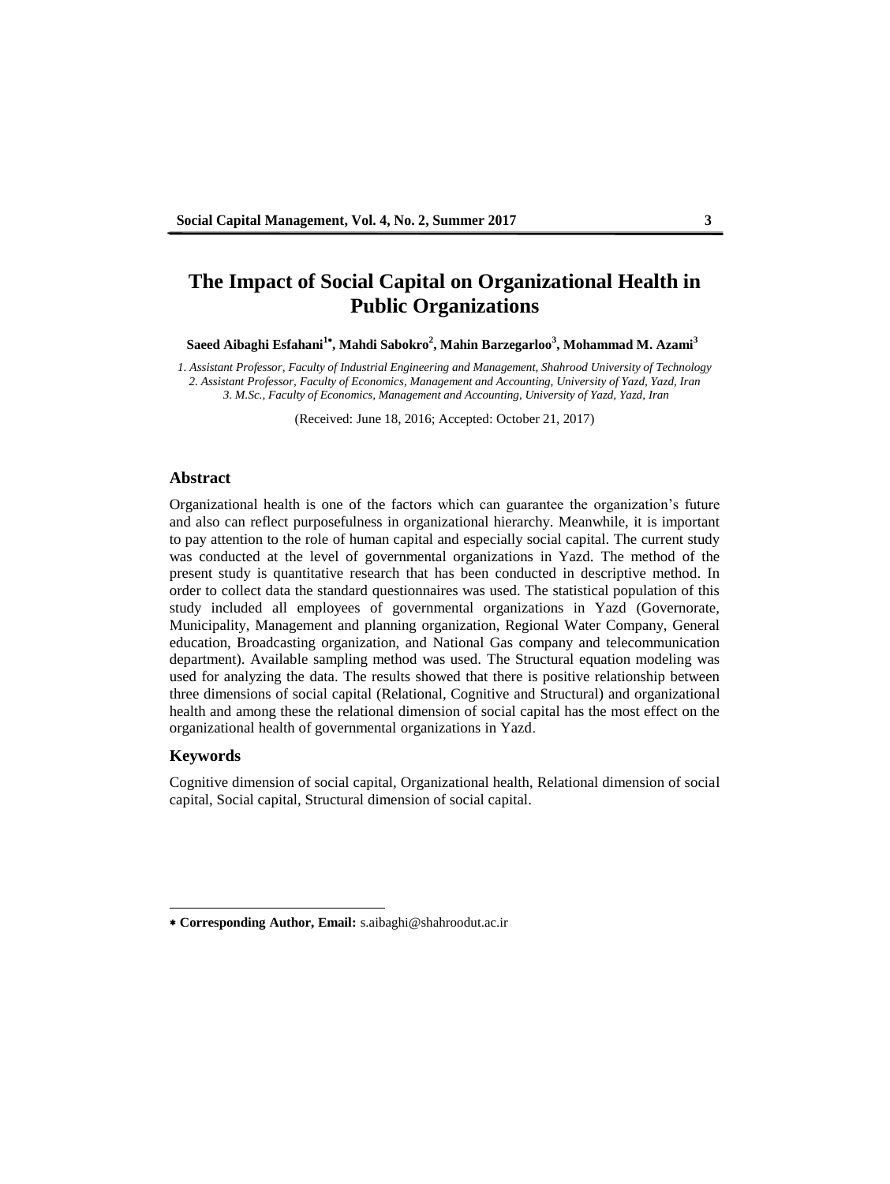# The Impact of Social Capital on Organizational Health in Public Organizations

**Saeed Aibaghi Esfahani[1*], Mahdi Sabokro[2], Mahin Barzegarloo[3], Mohammad M. Azami[3]**

*1. Assistant Professor, Faculty of Industrial Engineering and Management, Shahrood University of Technology*
*2. Assistant Professor, Faculty of Economics, Management and Accounting, University of Yazd, Yazd, Iran*
*3. M.Sc., Faculty of Economics, Management and Accounting, University of Yazd, Yazd, Iran*

(Received: June 18, 2016; Accepted: October 21, 2017)

## Abstract

Organizational health is one of the factors which can guarantee the organization's future and also can reflect purposefulness in organizational hierarchy. Meanwhile, it is important to pay attention to the role of human capital and especially social capital. The current study was conducted at the level of governmental organizations in Yazd. The method of the present study is quantitative research that has been conducted in descriptive method. In order to collect data the standard questionnaires was used. The statistical population of this study included all employees of governmental organizations in Yazd (Governorate, Municipality, Management and planning organization, Regional Water Company, General education, Broadcasting organization, and National Gas company and telecommunication department). Available sampling method was used. The Structural equation modeling was used for analyzing the data. The results showed that there is positive relationship between three dimensions of social capital (Relational, Cognitive and Structural) and organizational health and among these the relational dimension of social capital has the most effect on the organizational health of governmental organizations in Yazd.

## Keywords

Cognitive dimension of social capital, Organizational health, Relational dimension of social capital, Social capital, Structural dimension of social capital.

---

* **Corresponding Author, Email:** s.aibaghi@shahroodut.ac.ir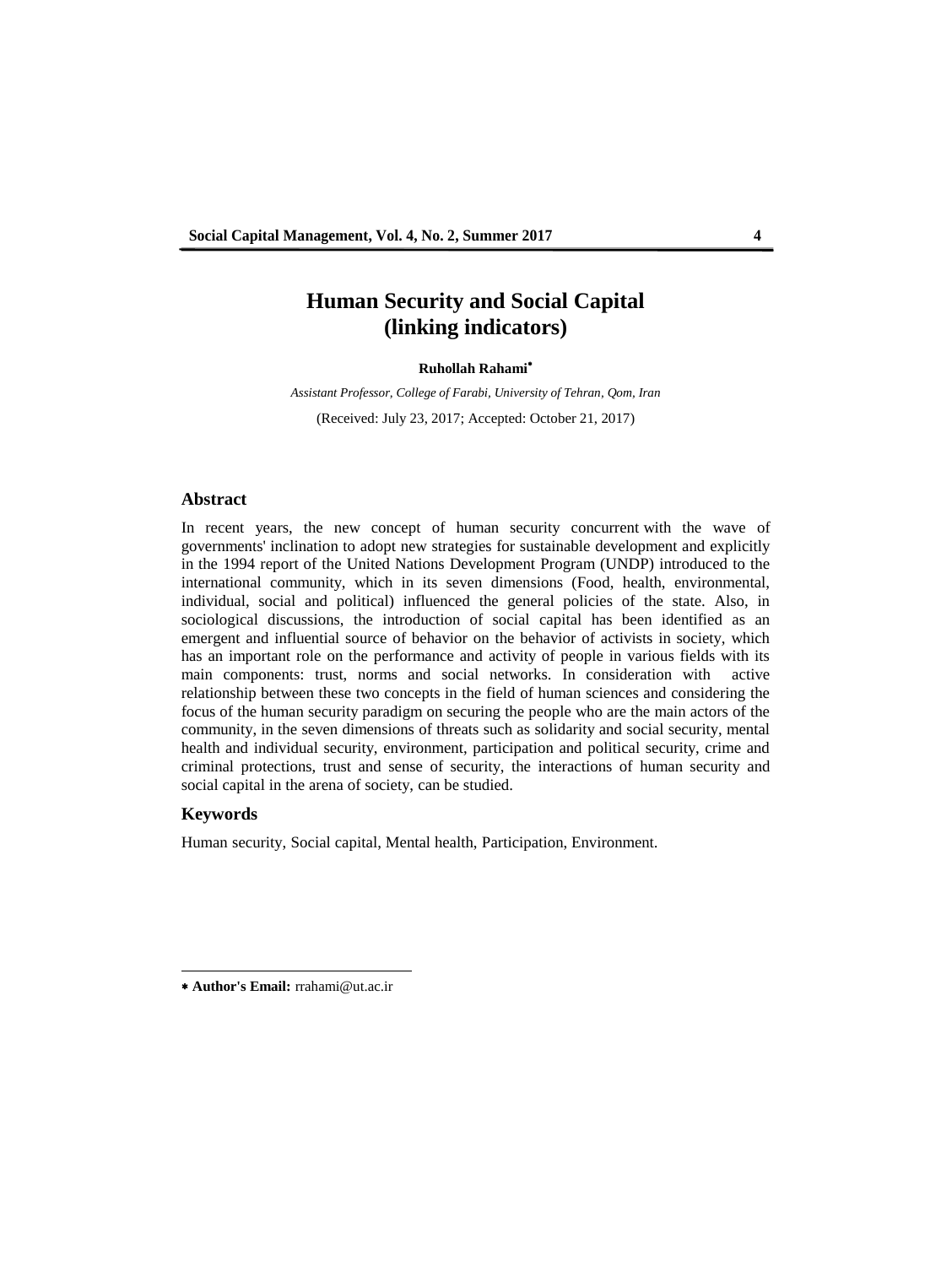# Human Security and Social Capital (linking indicators)

**Ruhollah Rahami**[*]

*Assistant Professor, College of Farabi, University of Tehran, Qom, Iran*

(Received: July 23, 2017; Accepted: October 21, 2017)

## Abstract

In recent years, the new concept of human security concurrent with the wave of governments' inclination to adopt new strategies for sustainable development and explicitly in the 1994 report of the United Nations Development Program (UNDP) introduced to the international community, which in its seven dimensions (Food, health, environmental, individual, social and political) influenced the general policies of the state. Also, in sociological discussions, the introduction of social capital has been identified as an emergent and influential source of behavior on the behavior of activists in society, which has an important role on the performance and activity of people in various fields with its main components: trust, norms and social networks. In consideration with active relationship between these two concepts in the field of human sciences and considering the focus of the human security paradigm on securing the people who are the main actors of the community, in the seven dimensions of threats such as solidarity and social security, mental health and individual security, environment, participation and political security, crime and criminal protections, trust and sense of security, the interactions of human security and social capital in the arena of society, can be studied.

## Keywords

Human security, Social capital, Mental health, Participation, Environment.

---

[*] **Author's Email:** rrahami@ut.ac.ir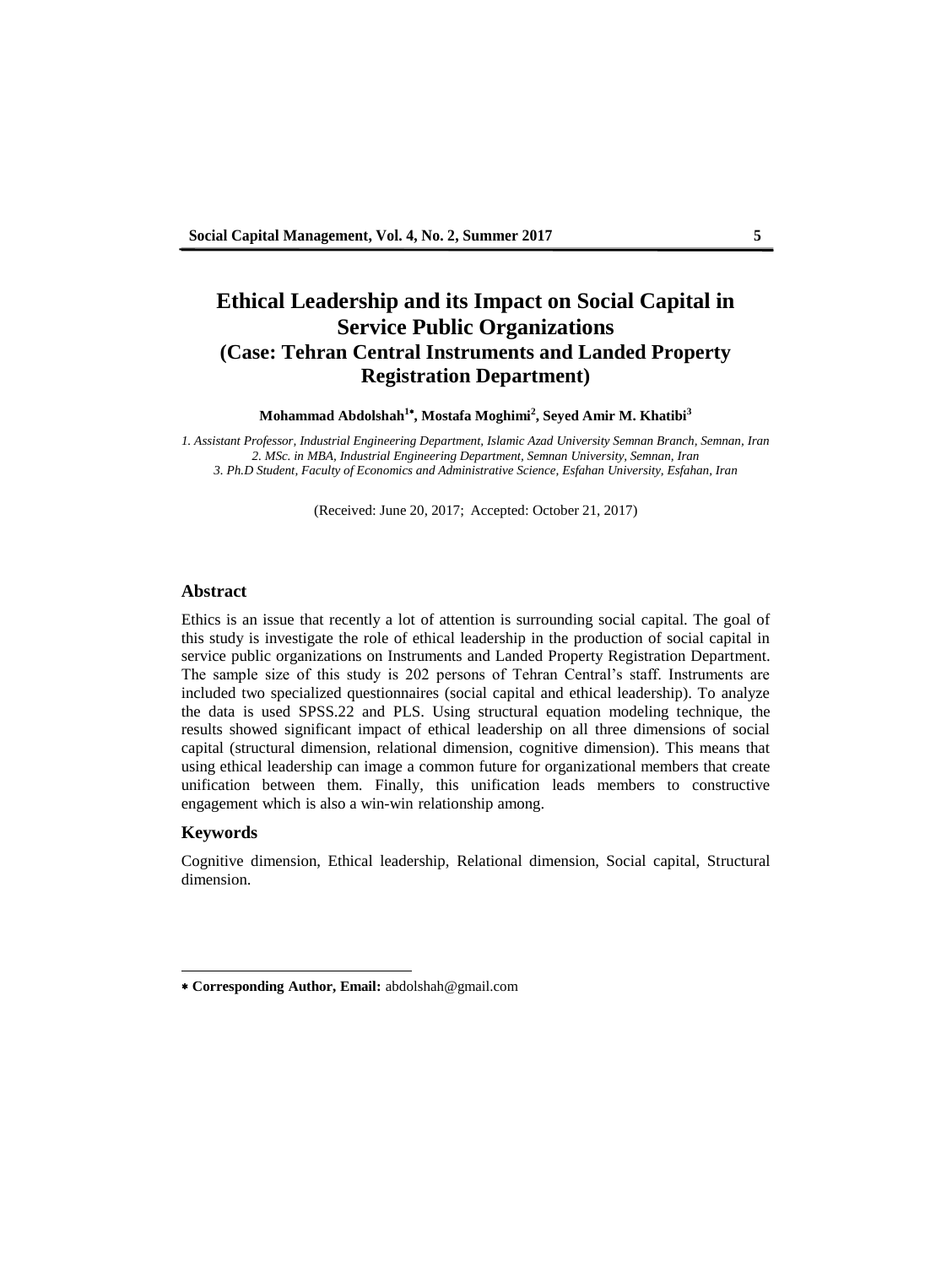# Ethical Leadership and its Impact on Social Capital in Service Public Organizations
## (Case: Tehran Central Instruments and Landed Property Registration Department)

**Mohammad Abdolshah[1*], Mostafa Moghimi[2], Seyed Amir M. Khatibi[3]**

*1. Assistant Professor, Industrial Engineering Department, Islamic Azad University Semnan Branch, Semnan, Iran*
*2. MSc. in MBA, Industrial Engineering Department, Semnan University, Semnan, Iran*
*3. Ph.D Student, Faculty of Economics and Administrative Science, Esfahan University, Esfahan, Iran*

(Received: June 20, 2017; Accepted: October 21, 2017)

### Abstract

Ethics is an issue that recently a lot of attention is surrounding social capital. The goal of this study is investigate the role of ethical leadership in the production of social capital in service public organizations on Instruments and Landed Property Registration Department. The sample size of this study is 202 persons of Tehran Central's staff. Instruments are included two specialized questionnaires (social capital and ethical leadership). To analyze the data is used SPSS.22 and PLS. Using structural equation modeling technique, the results showed significant impact of ethical leadership on all three dimensions of social capital (structural dimension, relational dimension, cognitive dimension). This means that using ethical leadership can image a common future for organizational members that create unification between them. Finally, this unification leads members to constructive engagement which is also a win-win relationship among.

### Keywords

Cognitive dimension, Ethical leadership, Relational dimension, Social capital, Structural dimension.

---

* **Corresponding Author, Email:** abdolshah@gmail.com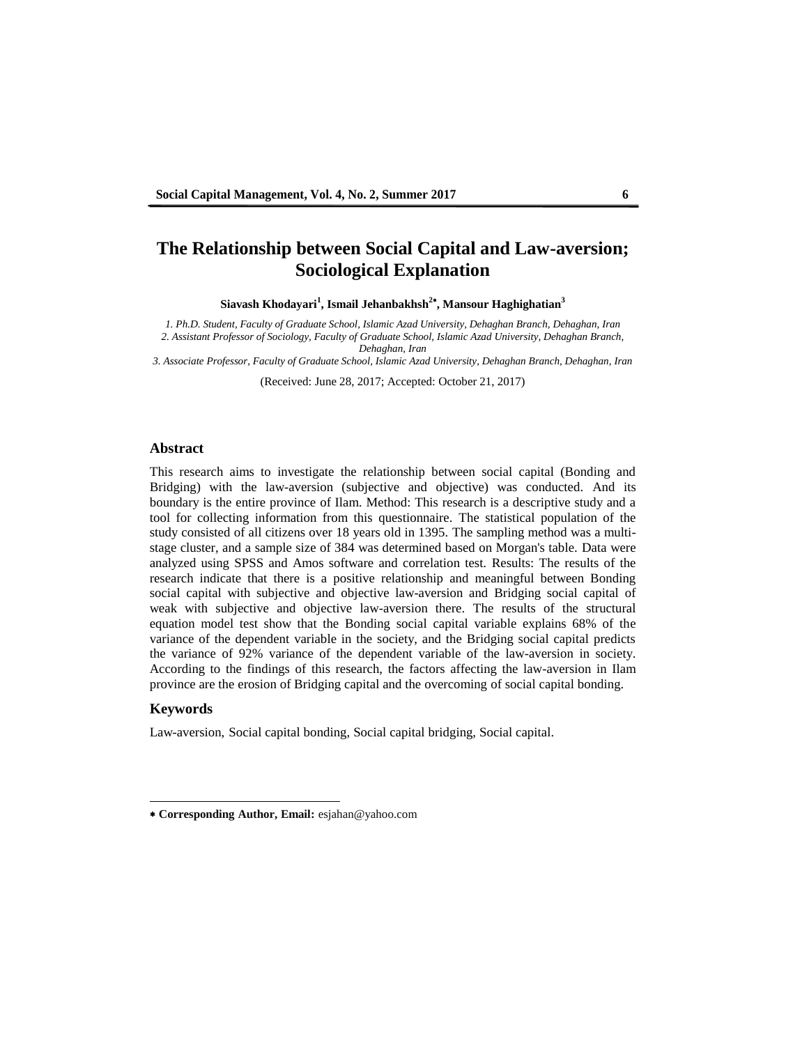# The Relationship between Social Capital and Law-aversion; Sociological Explanation

**Siavash Khodayari[1], Ismail Jehanbakhsh[2*], Mansour Haghighatian[3]**

*1. Ph.D. Student, Faculty of Graduate School, Islamic Azad University, Dehaghan Branch, Dehaghan, Iran*
*2. Assistant Professor of Sociology, Faculty of Graduate School, Islamic Azad University, Dehaghan Branch, Dehaghan, Iran*
*3. Associate Professor, Faculty of Graduate School, Islamic Azad University, Dehaghan Branch, Dehaghan, Iran*

(Received: June 28, 2017; Accepted: October 21, 2017)

## Abstract

This research aims to investigate the relationship between social capital (Bonding and Bridging) with the law-aversion (subjective and objective) was conducted. And its boundary is the entire province of Ilam. Method: This research is a descriptive study and a tool for collecting information from this questionnaire. The statistical population of the study consisted of all citizens over 18 years old in 1395. The sampling method was a multi-stage cluster, and a sample size of 384 was determined based on Morgan's table. Data were analyzed using SPSS and Amos software and correlation test. Results: The results of the research indicate that there is a positive relationship and meaningful between Bonding social capital with subjective and objective law-aversion and Bridging social capital of weak with subjective and objective law-aversion there. The results of the structural equation model test show that the Bonding social capital variable explains 68% of the variance of the dependent variable in the society, and the Bridging social capital predicts the variance of 92% variance of the dependent variable of the law-aversion in society. According to the findings of this research, the factors affecting the law-aversion in Ilam province are the erosion of Bridging capital and the overcoming of social capital bonding.

## Keywords

Law-aversion, Social capital bonding, Social capital bridging, Social capital.

---

* **Corresponding Author, Email:** esjahan@yahoo.com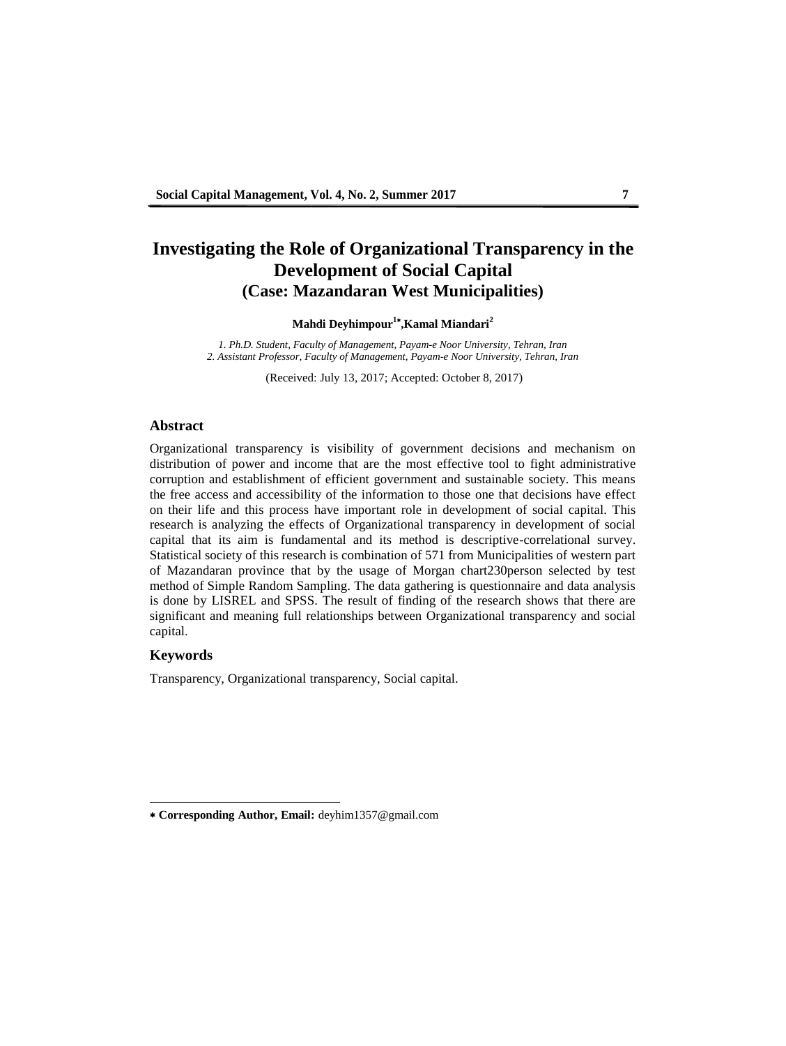# Investigating the Role of Organizational Transparency in the Development of Social Capital
## (Case: Mazandaran West Municipalities)

**Mahdi Deyhimpour[1*], Kamal Miandari[2]**

*1. Ph.D. Student, Faculty of Management, Payam-e Noor University, Tehran, Iran*
*2. Assistant Professor, Faculty of Management, Payam-e Noor University, Tehran, Iran*

(Received: July 13, 2017; Accepted: October 8, 2017)

### Abstract

Organizational transparency is visibility of government decisions and mechanism on distribution of power and income that are the most effective tool to fight administrative corruption and establishment of efficient government and sustainable society. This means the free access and accessibility of the information to those one that decisions have effect on their life and this process have important role in development of social capital. This research is analyzing the effects of Organizational transparency in development of social capital that its aim is fundamental and its method is descriptive-correlational survey. Statistical society of this research is combination of 571 from Municipalities of western part of Mazandaran province that by the usage of Morgan chart230person selected by test method of Simple Random Sampling. The data gathering is questionnaire and data analysis is done by LISREL and SPSS. The result of finding of the research shows that there are significant and meaning full relationships between Organizational transparency and social capital.

### Keywords

Transparency, Organizational transparency, Social capital.

---

* **Corresponding Author, Email:** deyhim1357@gmail.com